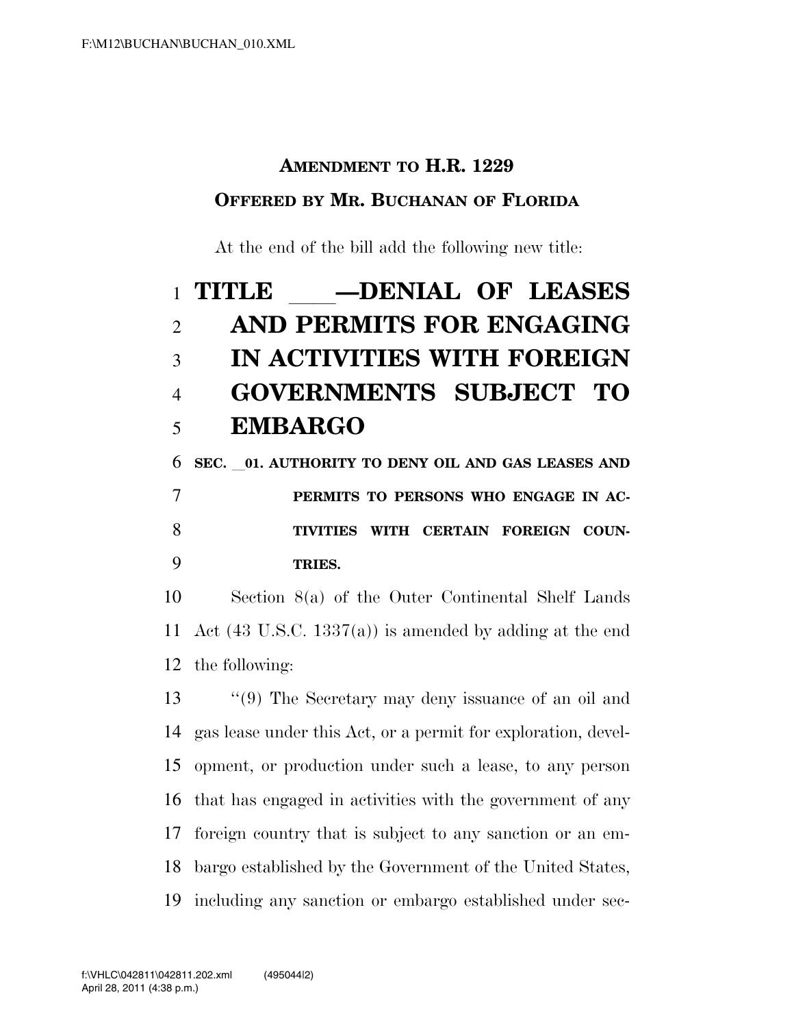**AMENDMENT TO H.R. 1229**

**OFFERED BY MR. BUCHANAN OF FLORIDA**

At the end of the bill add the following new title:

# TITLE ___—DENIAL OF LEASES AND PERMITS FOR ENGAGING IN ACTIVITIES WITH FOREIGN GOVERNMENTS SUBJECT TO EMBARGO

**SEC. __01. AUTHORITY TO DENY OIL AND GAS LEASES AND PERMITS TO PERSONS WHO ENGAGE IN ACTIVITIES WITH CERTAIN FOREIGN COUNTRIES.**

Section 8(a) of the Outer Continental Shelf Lands Act (43 U.S.C. 1337(a)) is amended by adding at the end the following:

"(9) The Secretary may deny issuance of an oil and gas lease under this Act, or a permit for exploration, development, or production under such a lease, to any person that has engaged in activities with the government of any foreign country that is subject to any sanction or an embargo established by the Government of the United States, including any sanction or embargo established under sec-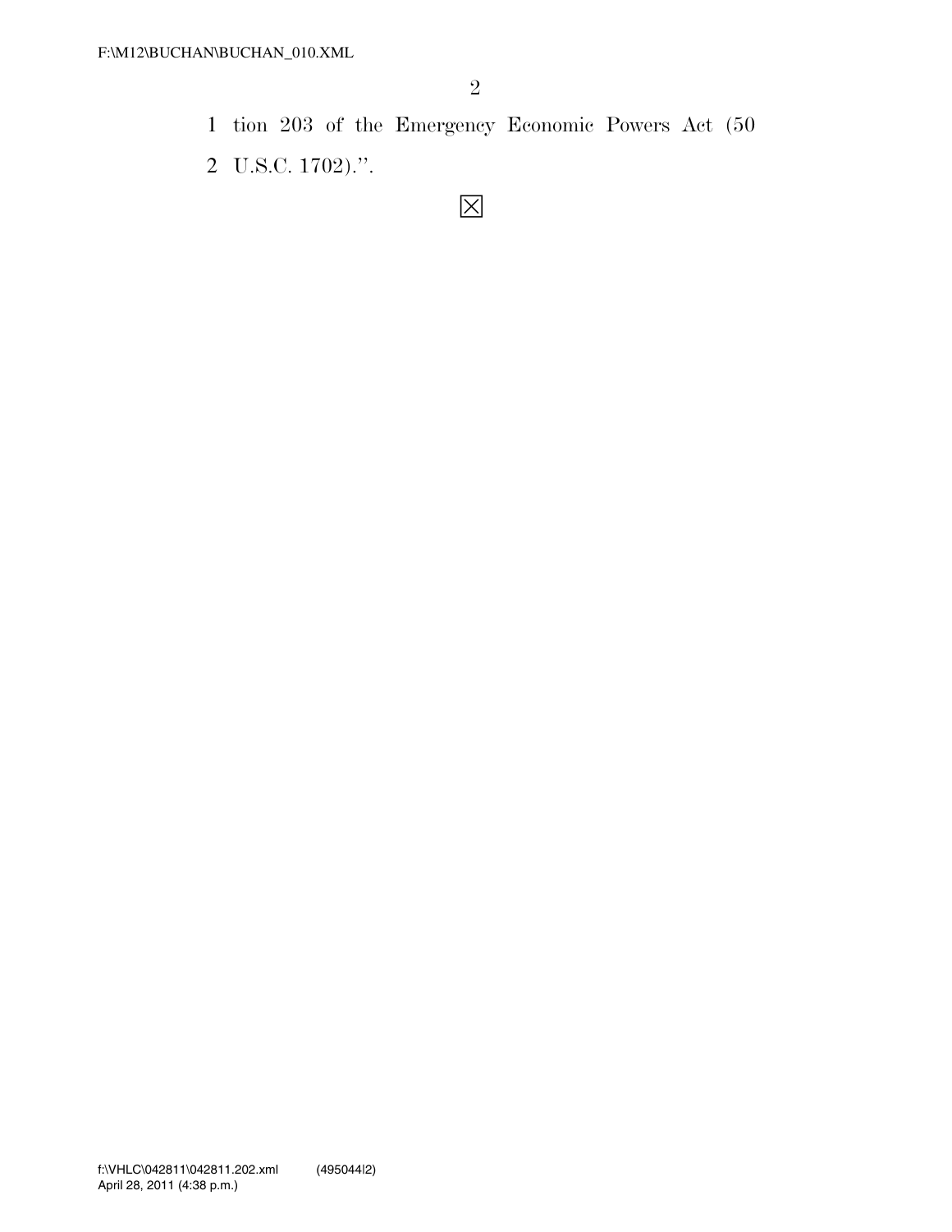tion 203 of the Emergency Economic Powers Act (50 U.S.C. 1702).''.